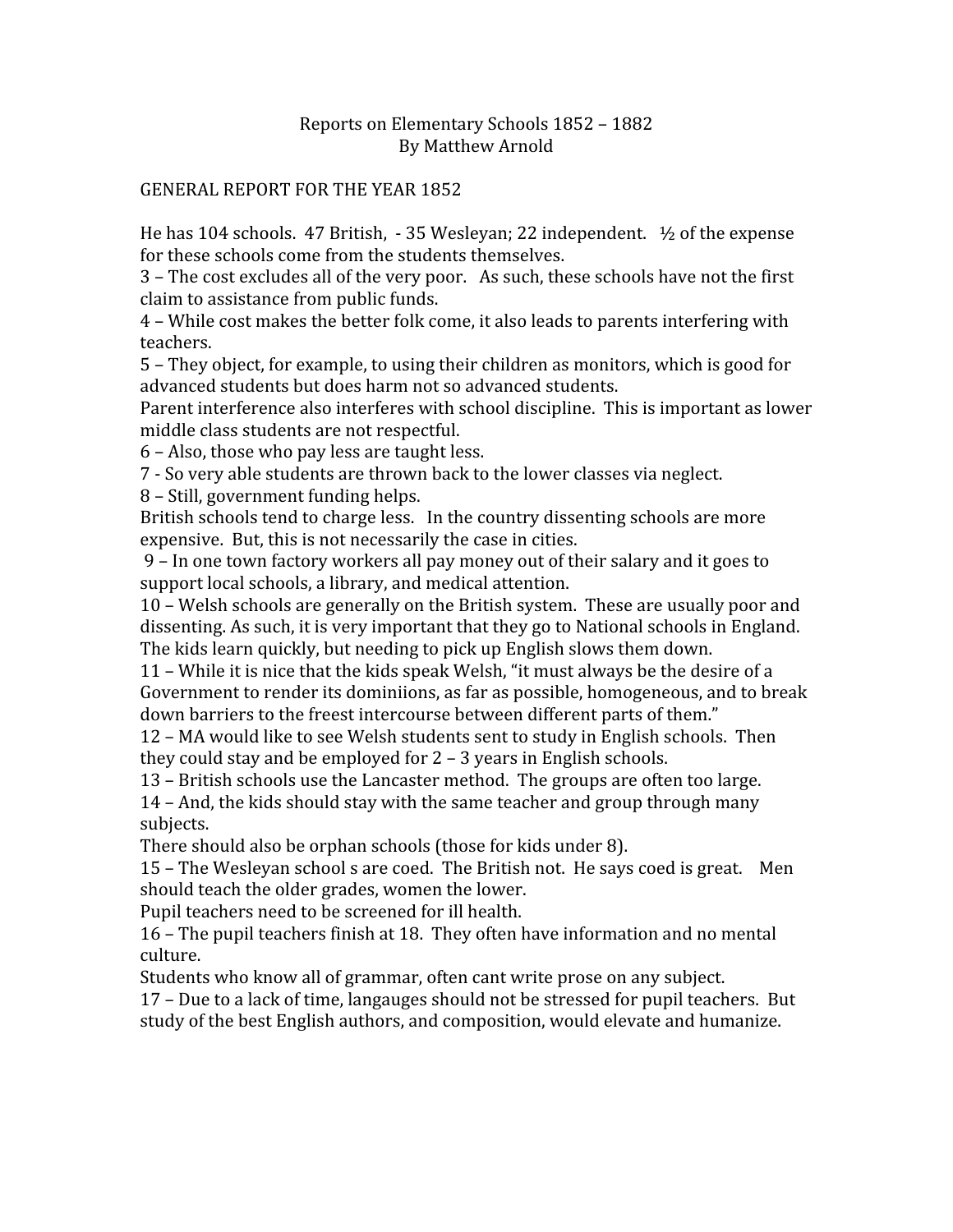# Reports on Elementary Schools 1852 – 1882
## By Matthew Arnold

## GENERAL REPORT FOR THE YEAR 1852

He has 104 schools. 47 British, - 35 Wesleyan; 22 independent. ½ of the expense for these schools come from the students themselves.

3 – The cost excludes all of the very poor. As such, these schools have not the first claim to assistance from public funds.

4 – While cost makes the better folk come, it also leads to parents interfering with teachers.

5 – They object, for example, to using their children as monitors, which is good for advanced students but does harm not so advanced students.

Parent interference also interferes with school discipline. This is important as lower middle class students are not respectful.

6 – Also, those who pay less are taught less.

7 - So very able students are thrown back to the lower classes via neglect.

8 – Still, government funding helps.

British schools tend to charge less. In the country dissenting schools are more expensive. But, this is not necessarily the case in cities.

9 – In one town factory workers all pay money out of their salary and it goes to support local schools, a library, and medical attention.

10 – Welsh schools are generally on the British system. These are usually poor and dissenting. As such, it is very important that they go to National schools in England. The kids learn quickly, but needing to pick up English slows them down.

11 – While it is nice that the kids speak Welsh, "it must always be the desire of a Government to render its dominiions, as far as possible, homogeneous, and to break down barriers to the freest intercourse between different parts of them."

12 – MA would like to see Welsh students sent to study in English schools. Then they could stay and be employed for 2 – 3 years in English schools.

13 – British schools use the Lancaster method. The groups are often too large.

14 – And, the kids should stay with the same teacher and group through many subjects.

There should also be orphan schools (those for kids under 8).

15 – The Wesleyan school s are coed. The British not. He says coed is great. Men should teach the older grades, women the lower.

Pupil teachers need to be screened for ill health.

16 – The pupil teachers finish at 18. They often have information and no mental culture.

Students who know all of grammar, often cant write prose on any subject.

17 – Due to a lack of time, langauges should not be stressed for pupil teachers. But study of the best English authors, and composition, would elevate and humanize.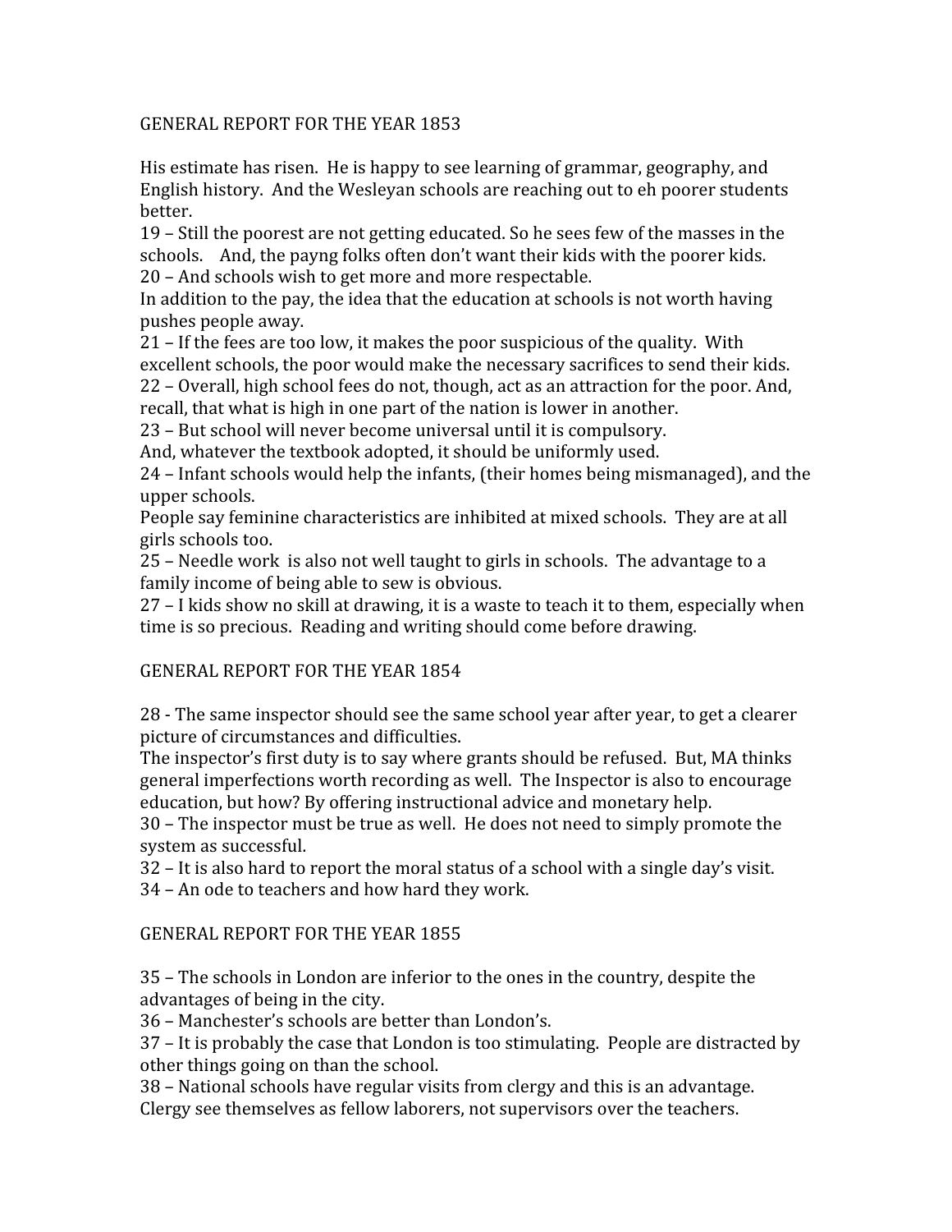## GENERAL REPORT FOR THE YEAR 1853

His estimate has risen. He is happy to see learning of grammar, geography, and English history. And the Wesleyan schools are reaching out to eh poorer students better.

19 – Still the poorest are not getting educated. So he sees few of the masses in the schools. And, the payng folks often don't want their kids with the poorer kids.

20 – And schools wish to get more and more respectable.

In addition to the pay, the idea that the education at schools is not worth having pushes people away.

21 – If the fees are too low, it makes the poor suspicious of the quality. With excellent schools, the poor would make the necessary sacrifices to send their kids.

22 – Overall, high school fees do not, though, act as an attraction for the poor. And, recall, that what is high in one part of the nation is lower in another.

23 – But school will never become universal until it is compulsory.

And, whatever the textbook adopted, it should be uniformly used.

24 – Infant schools would help the infants, (their homes being mismanaged), and the upper schools.

People say feminine characteristics are inhibited at mixed schools. They are at all girls schools too.

25 – Needle work is also not well taught to girls in schools. The advantage to a family income of being able to sew is obvious.

27 – I kids show no skill at drawing, it is a waste to teach it to them, especially when time is so precious. Reading and writing should come before drawing.

## GENERAL REPORT FOR THE YEAR 1854

28 - The same inspector should see the same school year after year, to get a clearer picture of circumstances and difficulties.

The inspector's first duty is to say where grants should be refused. But, MA thinks general imperfections worth recording as well. The Inspector is also to encourage education, but how? By offering instructional advice and monetary help.

30 – The inspector must be true as well. He does not need to simply promote the system as successful.

32 – It is also hard to report the moral status of a school with a single day's visit.

34 – An ode to teachers and how hard they work.

## GENERAL REPORT FOR THE YEAR 1855

35 – The schools in London are inferior to the ones in the country, despite the advantages of being in the city.

36 – Manchester's schools are better than London's.

37 – It is probably the case that London is too stimulating. People are distracted by other things going on than the school.

38 – National schools have regular visits from clergy and this is an advantage. Clergy see themselves as fellow laborers, not supervisors over the teachers.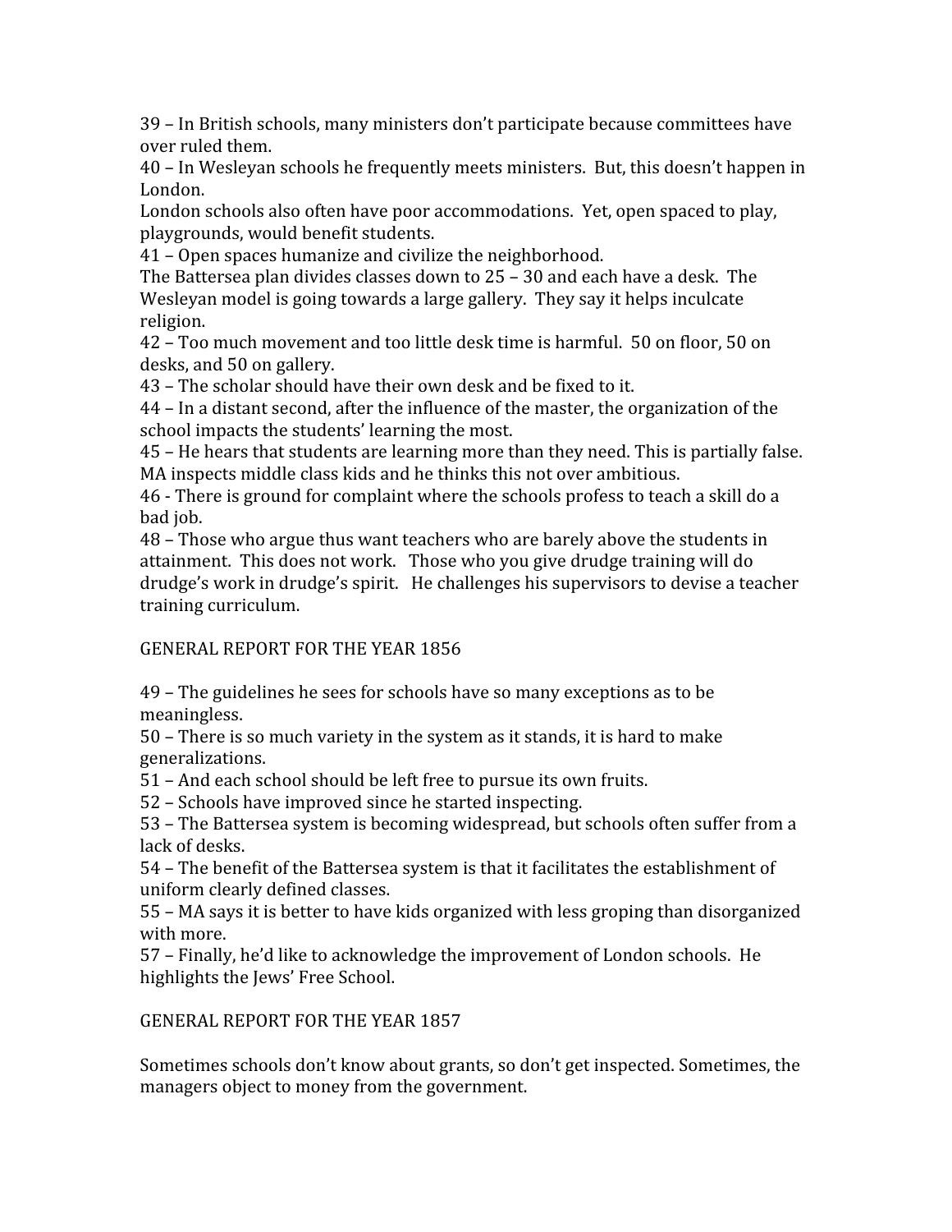39 – In British schools, many ministers don't participate because committees have over ruled them.
40 – In Wesleyan schools he frequently meets ministers. But, this doesn't happen in London.
London schools also often have poor accommodations. Yet, open spaced to play, playgrounds, would benefit students.
41 – Open spaces humanize and civilize the neighborhood.
The Battersea plan divides classes down to 25 – 30 and each have a desk. The Wesleyan model is going towards a large gallery. They say it helps inculcate religion.
42 – Too much movement and too little desk time is harmful. 50 on floor, 50 on desks, and 50 on gallery.
43 – The scholar should have their own desk and be fixed to it.
44 – In a distant second, after the influence of the master, the organization of the school impacts the students' learning the most.
45 – He hears that students are learning more than they need. This is partially false. MA inspects middle class kids and he thinks this not over ambitious.
46 - There is ground for complaint where the schools profess to teach a skill do a bad job.
48 – Those who argue thus want teachers who are barely above the students in attainment. This does not work. Those who you give drudge training will do drudge's work in drudge's spirit. He challenges his supervisors to devise a teacher training curriculum.

## GENERAL REPORT FOR THE YEAR 1856

49 – The guidelines he sees for schools have so many exceptions as to be meaningless.
50 – There is so much variety in the system as it stands, it is hard to make generalizations.
51 – And each school should be left free to pursue its own fruits.
52 – Schools have improved since he started inspecting.
53 – The Battersea system is becoming widespread, but schools often suffer from a lack of desks.
54 – The benefit of the Battersea system is that it facilitates the establishment of uniform clearly defined classes.
55 – MA says it is better to have kids organized with less groping than disorganized with more.
57 – Finally, he'd like to acknowledge the improvement of London schools. He highlights the Jews' Free School.

## GENERAL REPORT FOR THE YEAR 1857

Sometimes schools don't know about grants, so don't get inspected. Sometimes, the managers object to money from the government.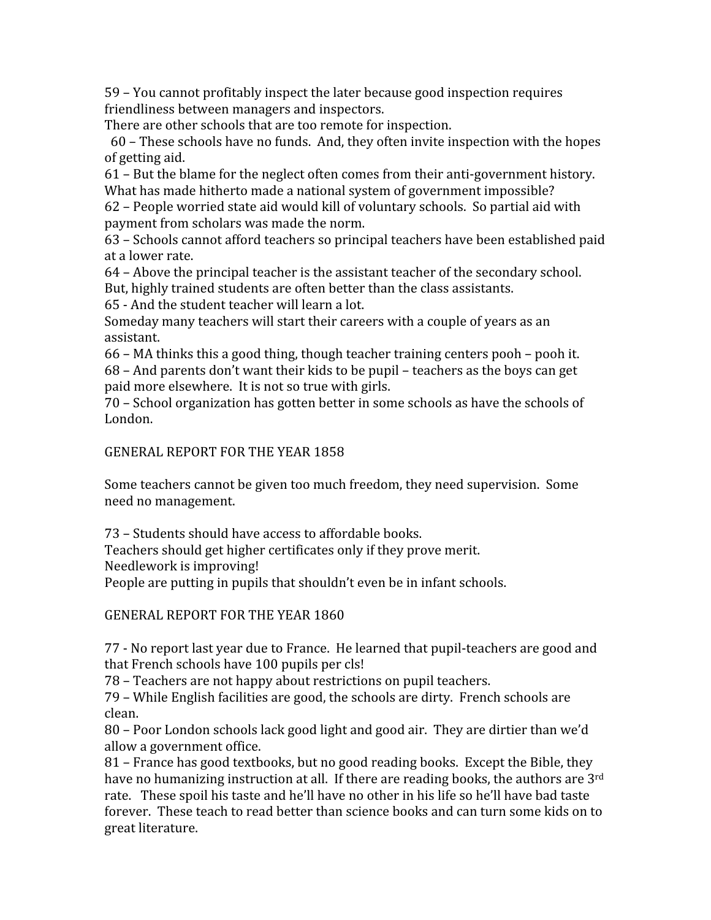59 – You cannot profitably inspect the later because good inspection requires friendliness between managers and inspectors.
There are other schools that are too remote for inspection.
60 – These schools have no funds. And, they often invite inspection with the hopes of getting aid.
61 – But the blame for the neglect often comes from their anti-government history.
What has made hitherto made a national system of government impossible?
62 – People worried state aid would kill of voluntary schools. So partial aid with payment from scholars was made the norm.
63 – Schools cannot afford teachers so principal teachers have been established paid at a lower rate.
64 – Above the principal teacher is the assistant teacher of the secondary school. But, highly trained students are often better than the class assistants.
65 - And the student teacher will learn a lot.
Someday many teachers will start their careers with a couple of years as an assistant.
66 – MA thinks this a good thing, though teacher training centers pooh – pooh it.
68 – And parents don't want their kids to be pupil – teachers as the boys can get paid more elsewhere. It is not so true with girls.
70 – School organization has gotten better in some schools as have the schools of London.

GENERAL REPORT FOR THE YEAR 1858

Some teachers cannot be given too much freedom, they need supervision. Some need no management.

73 – Students should have access to affordable books.
Teachers should get higher certificates only if they prove merit.
Needlework is improving!
People are putting in pupils that shouldn't even be in infant schools.

GENERAL REPORT FOR THE YEAR 1860

77 - No report last year due to France. He learned that pupil-teachers are good and that French schools have 100 pupils per cls!
78 – Teachers are not happy about restrictions on pupil teachers.
79 – While English facilities are good, the schools are dirty. French schools are clean.
80 – Poor London schools lack good light and good air. They are dirtier than we'd allow a government office.
81 – France has good textbooks, but no good reading books. Except the Bible, they have no humanizing instruction at all. If there are reading books, the authors are 3rd rate. These spoil his taste and he'll have no other in his life so he'll have bad taste forever. These teach to read better than science books and can turn some kids on to great literature.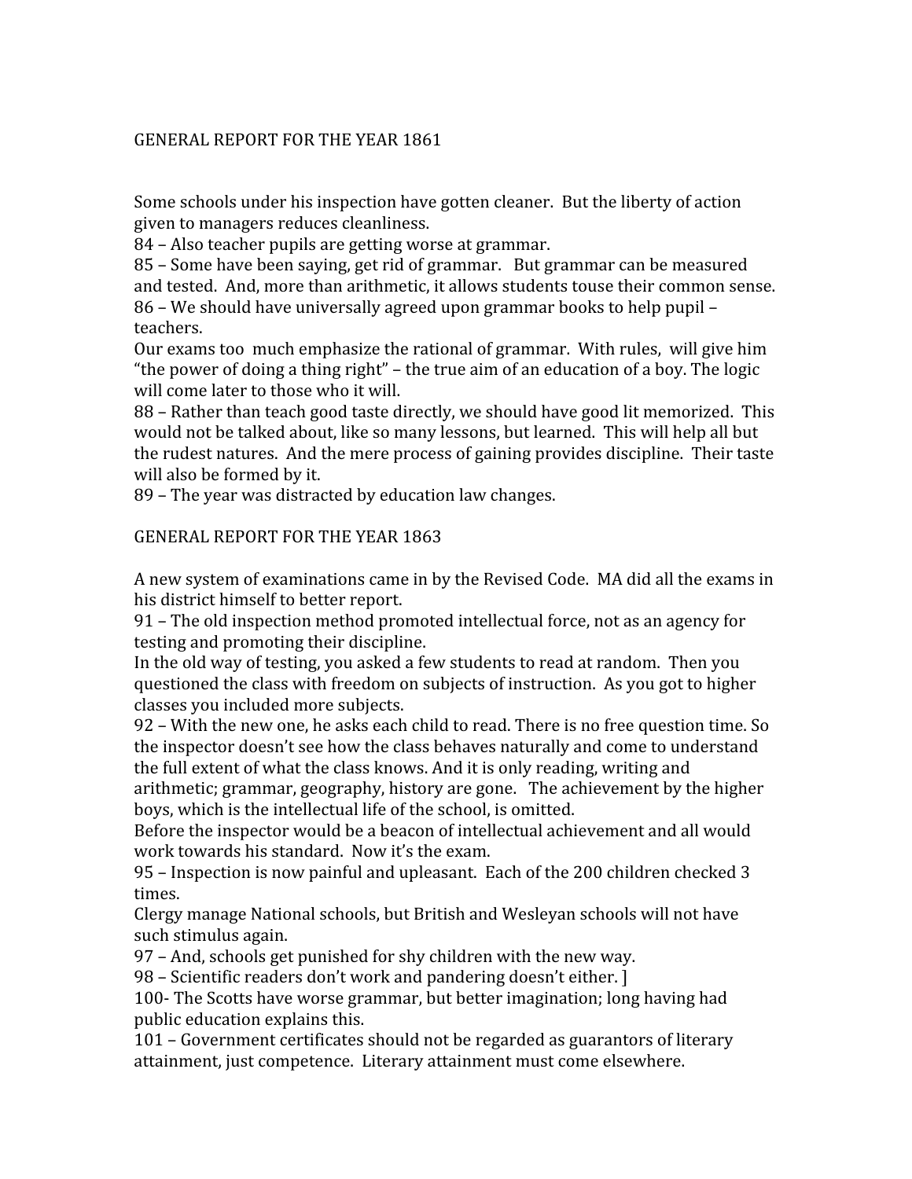## GENERAL REPORT FOR THE YEAR 1861

Some schools under his inspection have gotten cleaner. But the liberty of action given to managers reduces cleanliness.

84 – Also teacher pupils are getting worse at grammar.

85 – Some have been saying, get rid of grammar. But grammar can be measured and tested. And, more than arithmetic, it allows students touse their common sense.

86 – We should have universally agreed upon grammar books to help pupil – teachers.

Our exams too much emphasize the rational of grammar. With rules, will give him "the power of doing a thing right" – the true aim of an education of a boy. The logic will come later to those who it will.

88 – Rather than teach good taste directly, we should have good lit memorized. This would not be talked about, like so many lessons, but learned. This will help all but the rudest natures. And the mere process of gaining provides discipline. Their taste will also be formed by it.

89 – The year was distracted by education law changes.

## GENERAL REPORT FOR THE YEAR 1863

A new system of examinations came in by the Revised Code. MA did all the exams in his district himself to better report.

91 – The old inspection method promoted intellectual force, not as an agency for testing and promoting their discipline.

In the old way of testing, you asked a few students to read at random. Then you questioned the class with freedom on subjects of instruction. As you got to higher classes you included more subjects.

92 – With the new one, he asks each child to read. There is no free question time. So the inspector doesn't see how the class behaves naturally and come to understand the full extent of what the class knows. And it is only reading, writing and arithmetic; grammar, geography, history are gone. The achievement by the higher boys, which is the intellectual life of the school, is omitted.

Before the inspector would be a beacon of intellectual achievement and all would work towards his standard. Now it's the exam.

95 – Inspection is now painful and upleasant. Each of the 200 children checked 3 times.

Clergy manage National schools, but British and Wesleyan schools will not have such stimulus again.

97 – And, schools get punished for shy children with the new way.

98 – Scientific readers don't work and pandering doesn't either. ]

100- The Scotts have worse grammar, but better imagination; long having had public education explains this.

101 – Government certificates should not be regarded as guarantors of literary attainment, just competence. Literary attainment must come elsewhere.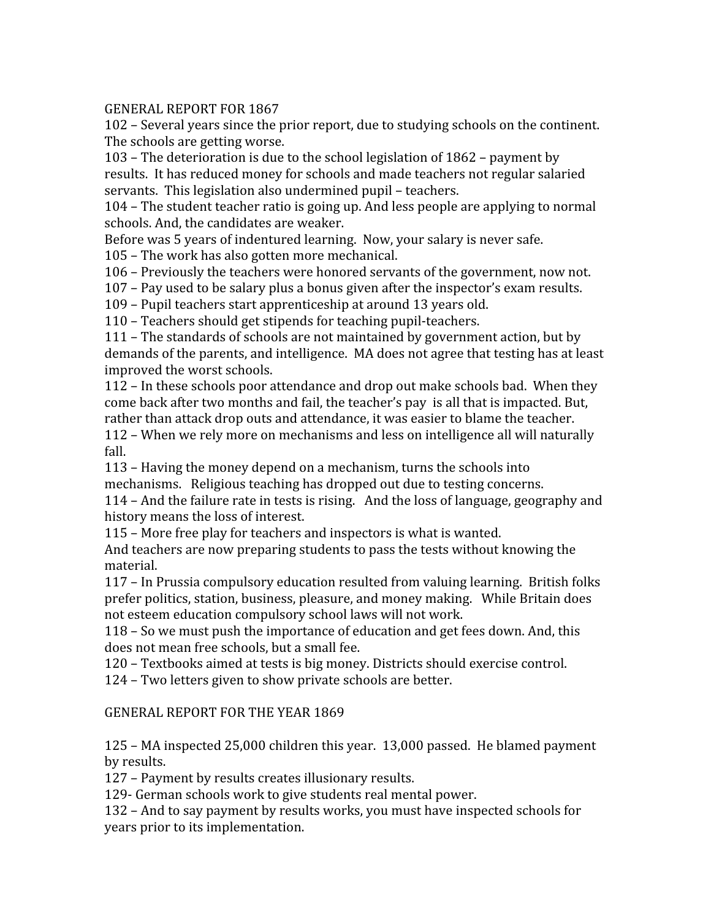## GENERAL REPORT FOR 1867

102 – Several years since the prior report, due to studying schools on the continent. The schools are getting worse.

103 – The deterioration is due to the school legislation of 1862 – payment by results. It has reduced money for schools and made teachers not regular salaried servants. This legislation also undermined pupil – teachers.

104 – The student teacher ratio is going up. And less people are applying to normal schools. And, the candidates are weaker.

Before was 5 years of indentured learning. Now, your salary is never safe.

105 – The work has also gotten more mechanical.

106 – Previously the teachers were honored servants of the government, now not.

107 – Pay used to be salary plus a bonus given after the inspector's exam results.

109 – Pupil teachers start apprenticeship at around 13 years old.

110 – Teachers should get stipends for teaching pupil-teachers.

111 – The standards of schools are not maintained by government action, but by demands of the parents, and intelligence. MA does not agree that testing has at least improved the worst schools.

112 – In these schools poor attendance and drop out make schools bad. When they come back after two months and fail, the teacher's pay is all that is impacted. But, rather than attack drop outs and attendance, it was easier to blame the teacher.

112 – When we rely more on mechanisms and less on intelligence all will naturally fall.

113 – Having the money depend on a mechanism, turns the schools into mechanisms. Religious teaching has dropped out due to testing concerns.

114 – And the failure rate in tests is rising. And the loss of language, geography and history means the loss of interest.

115 – More free play for teachers and inspectors is what is wanted.

And teachers are now preparing students to pass the tests without knowing the material.

117 – In Prussia compulsory education resulted from valuing learning. British folks prefer politics, station, business, pleasure, and money making. While Britain does not esteem education compulsory school laws will not work.

118 – So we must push the importance of education and get fees down. And, this does not mean free schools, but a small fee.

120 – Textbooks aimed at tests is big money. Districts should exercise control.

124 – Two letters given to show private schools are better.

## GENERAL REPORT FOR THE YEAR 1869

125 – MA inspected 25,000 children this year. 13,000 passed. He blamed payment by results.

127 – Payment by results creates illusionary results.

129- German schools work to give students real mental power.

132 – And to say payment by results works, you must have inspected schools for years prior to its implementation.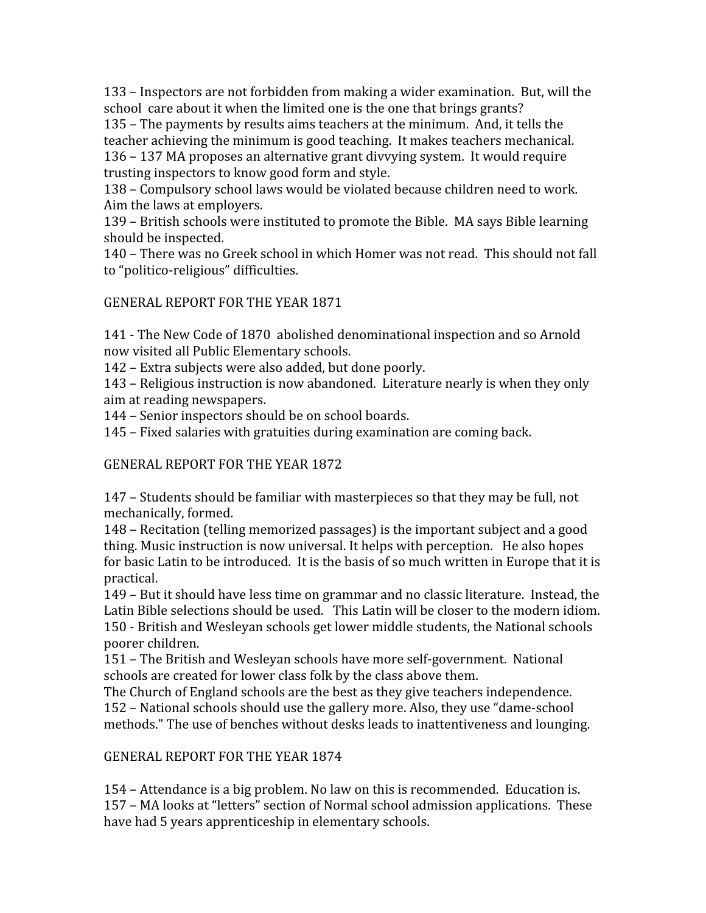133 – Inspectors are not forbidden from making a wider examination. But, will the school care about it when the limited one is the one that brings grants?
135 – The payments by results aims teachers at the minimum. And, it tells the teacher achieving the minimum is good teaching. It makes teachers mechanical.
136 – 137 MA proposes an alternative grant divvying system. It would require trusting inspectors to know good form and style.
138 – Compulsory school laws would be violated because children need to work. Aim the laws at employers.
139 – British schools were instituted to promote the Bible. MA says Bible learning should be inspected.
140 – There was no Greek school in which Homer was not read. This should not fall to "politico-religious" difficulties.

GENERAL REPORT FOR THE YEAR 1871

141 - The New Code of 1870 abolished denominational inspection and so Arnold now visited all Public Elementary schools.
142 – Extra subjects were also added, but done poorly.
143 – Religious instruction is now abandoned. Literature nearly is when they only aim at reading newspapers.
144 – Senior inspectors should be on school boards.
145 – Fixed salaries with gratuities during examination are coming back.

GENERAL REPORT FOR THE YEAR 1872

147 – Students should be familiar with masterpieces so that they may be full, not mechanically, formed.
148 – Recitation (telling memorized passages) is the important subject and a good thing. Music instruction is now universal. It helps with perception. He also hopes for basic Latin to be introduced. It is the basis of so much written in Europe that it is practical.
149 – But it should have less time on grammar and no classic literature. Instead, the Latin Bible selections should be used. This Latin will be closer to the modern idiom.
150 - British and Wesleyan schools get lower middle students, the National schools poorer children.
151 – The British and Wesleyan schools have more self-government. National schools are created for lower class folk by the class above them.
The Church of England schools are the best as they give teachers independence.
152 – National schools should use the gallery more. Also, they use "dame-school methods." The use of benches without desks leads to inattentiveness and lounging.

GENERAL REPORT FOR THE YEAR 1874

154 – Attendance is a big problem. No law on this is recommended. Education is.
157 – MA looks at "letters" section of Normal school admission applications. These have had 5 years apprenticeship in elementary schools.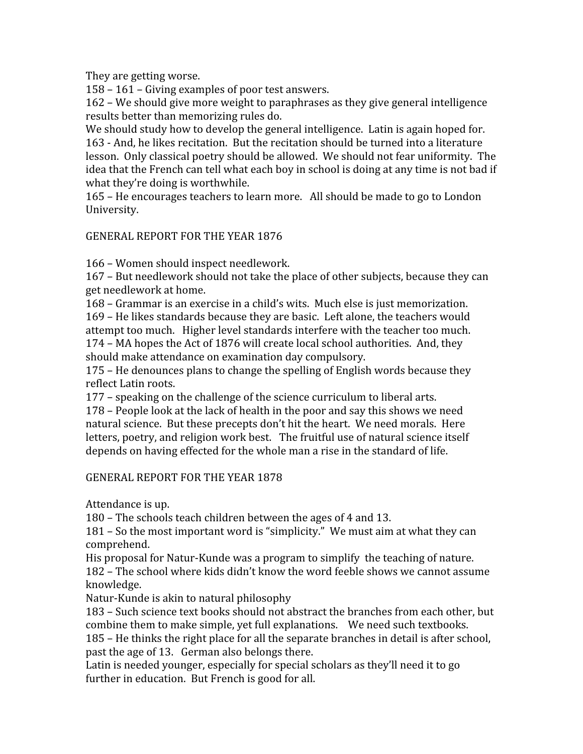They are getting worse.

158 – 161 – Giving examples of poor test answers.

162 – We should give more weight to paraphrases as they give general intelligence results better than memorizing rules do.

We should study how to develop the general intelligence. Latin is again hoped for.

163 - And, he likes recitation. But the recitation should be turned into a literature lesson. Only classical poetry should be allowed. We should not fear uniformity. The idea that the French can tell what each boy in school is doing at any time is not bad if what they're doing is worthwhile.

165 – He encourages teachers to learn more. All should be made to go to London University.

## GENERAL REPORT FOR THE YEAR 1876

166 – Women should inspect needlework.

167 – But needlework should not take the place of other subjects, because they can get needlework at home.

168 – Grammar is an exercise in a child's wits. Much else is just memorization.

169 – He likes standards because they are basic. Left alone, the teachers would attempt too much. Higher level standards interfere with the teacher too much.

174 – MA hopes the Act of 1876 will create local school authorities. And, they should make attendance on examination day compulsory.

175 – He denounces plans to change the spelling of English words because they reflect Latin roots.

177 – speaking on the challenge of the science curriculum to liberal arts.

178 – People look at the lack of health in the poor and say this shows we need natural science. But these precepts don't hit the heart. We need morals. Here letters, poetry, and religion work best. The fruitful use of natural science itself depends on having effected for the whole man a rise in the standard of life.

## GENERAL REPORT FOR THE YEAR 1878

Attendance is up.

180 – The schools teach children between the ages of 4 and 13.

181 – So the most important word is "simplicity." We must aim at what they can comprehend.

His proposal for Natur-Kunde was a program to simplify the teaching of nature.

182 – The school where kids didn't know the word feeble shows we cannot assume knowledge.

Natur-Kunde is akin to natural philosophy

183 – Such science text books should not abstract the branches from each other, but combine them to make simple, yet full explanations. We need such textbooks.

185 – He thinks the right place for all the separate branches in detail is after school, past the age of 13. German also belongs there.

Latin is needed younger, especially for special scholars as they'll need it to go further in education. But French is good for all.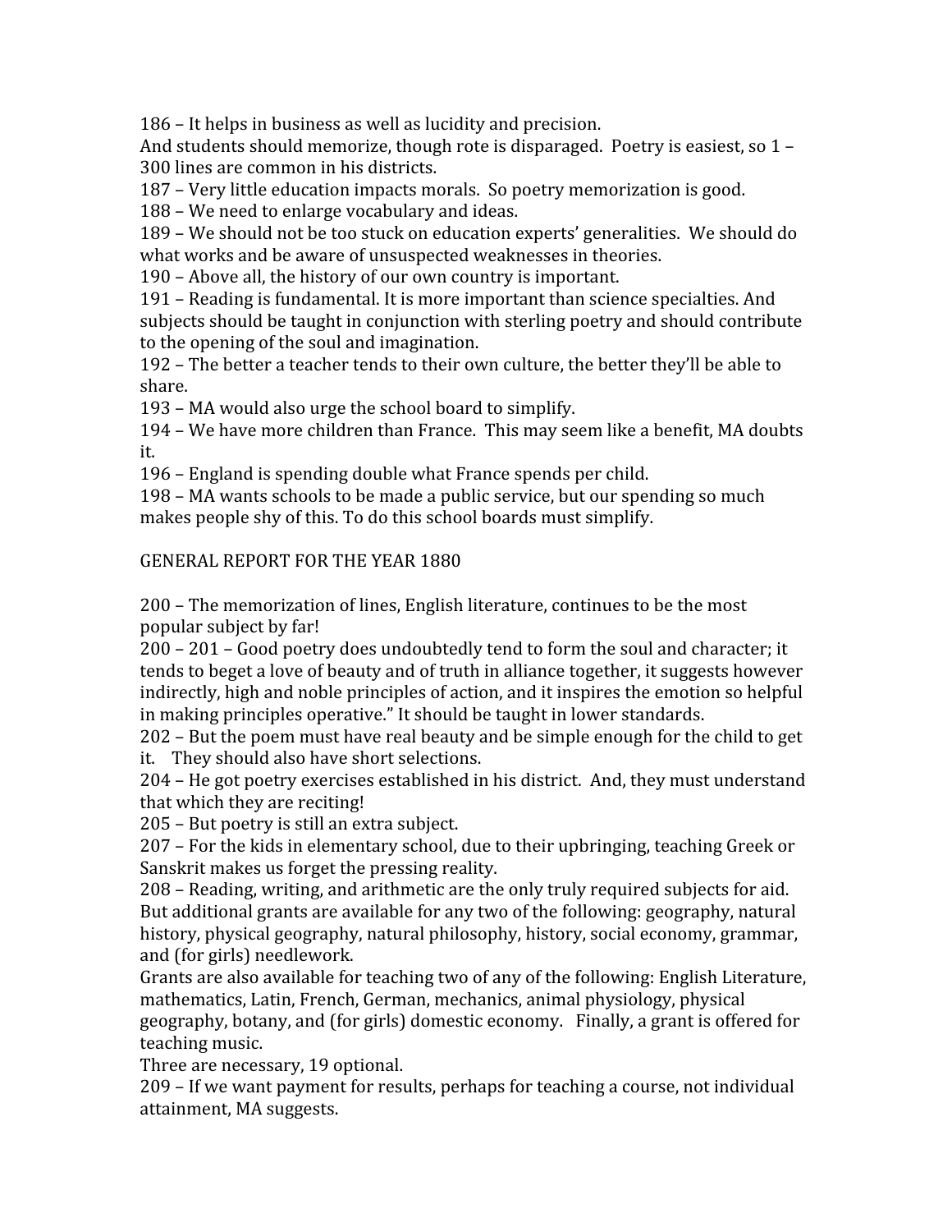186 – It helps in business as well as lucidity and precision.
And students should memorize, though rote is disparaged. Poetry is easiest, so 1 – 300 lines are common in his districts.
187 – Very little education impacts morals. So poetry memorization is good.
188 – We need to enlarge vocabulary and ideas.
189 – We should not be too stuck on education experts' generalities. We should do what works and be aware of unsuspected weaknesses in theories.
190 – Above all, the history of our own country is important.
191 – Reading is fundamental. It is more important than science specialties. And subjects should be taught in conjunction with sterling poetry and should contribute to the opening of the soul and imagination.
192 – The better a teacher tends to their own culture, the better they'll be able to share.
193 – MA would also urge the school board to simplify.
194 – We have more children than France. This may seem like a benefit, MA doubts it.
196 – England is spending double what France spends per child.
198 – MA wants schools to be made a public service, but our spending so much makes people shy of this. To do this school boards must simplify.

GENERAL REPORT FOR THE YEAR 1880

200 – The memorization of lines, English literature, continues to be the most popular subject by far!
200 – 201 – Good poetry does undoubtedly tend to form the soul and character; it tends to beget a love of beauty and of truth in alliance together, it suggests however indirectly, high and noble principles of action, and it inspires the emotion so helpful in making principles operative." It should be taught in lower standards.
202 – But the poem must have real beauty and be simple enough for the child to get it. They should also have short selections.
204 – He got poetry exercises established in his district. And, they must understand that which they are reciting!
205 – But poetry is still an extra subject.
207 – For the kids in elementary school, due to their upbringing, teaching Greek or Sanskrit makes us forget the pressing reality.
208 – Reading, writing, and arithmetic are the only truly required subjects for aid. But additional grants are available for any two of the following: geography, natural history, physical geography, natural philosophy, history, social economy, grammar, and (for girls) needlework.
Grants are also available for teaching two of any of the following: English Literature, mathematics, Latin, French, German, mechanics, animal physiology, physical geography, botany, and (for girls) domestic economy. Finally, a grant is offered for teaching music.
Three are necessary, 19 optional.
209 – If we want payment for results, perhaps for teaching a course, not individual attainment, MA suggests.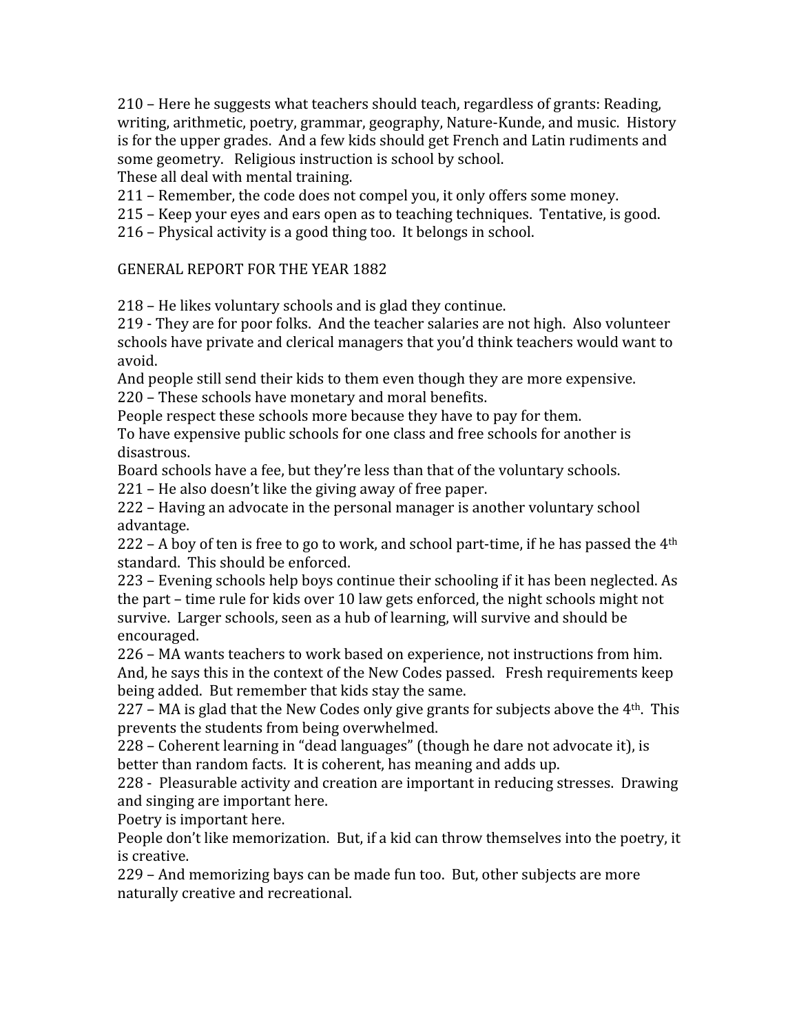210 – Here he suggests what teachers should teach, regardless of grants: Reading, writing, arithmetic, poetry, grammar, geography, Nature-Kunde, and music. History is for the upper grades. And a few kids should get French and Latin rudiments and some geometry. Religious instruction is school by school.
These all deal with mental training.
211 – Remember, the code does not compel you, it only offers some money.
215 – Keep your eyes and ears open as to teaching techniques. Tentative, is good.
216 – Physical activity is a good thing too. It belongs in school.

GENERAL REPORT FOR THE YEAR 1882

218 – He likes voluntary schools and is glad they continue.
219 - They are for poor folks. And the teacher salaries are not high. Also volunteer schools have private and clerical managers that you'd think teachers would want to avoid.
And people still send their kids to them even though they are more expensive.
220 – These schools have monetary and moral benefits.
People respect these schools more because they have to pay for them.
To have expensive public schools for one class and free schools for another is disastrous.
Board schools have a fee, but they're less than that of the voluntary schools.
221 – He also doesn't like the giving away of free paper.
222 – Having an advocate in the personal manager is another voluntary school advantage.
222 – A boy of ten is free to go to work, and school part-time, if he has passed the 4th standard. This should be enforced.
223 – Evening schools help boys continue their schooling if it has been neglected. As the part – time rule for kids over 10 law gets enforced, the night schools might not survive. Larger schools, seen as a hub of learning, will survive and should be encouraged.
226 – MA wants teachers to work based on experience, not instructions from him. And, he says this in the context of the New Codes passed. Fresh requirements keep being added. But remember that kids stay the same.
227 – MA is glad that the New Codes only give grants for subjects above the 4th. This prevents the students from being overwhelmed.
228 – Coherent learning in "dead languages" (though he dare not advocate it), is better than random facts. It is coherent, has meaning and adds up.
228 - Pleasurable activity and creation are important in reducing stresses. Drawing and singing are important here.
Poetry is important here.
People don't like memorization. But, if a kid can throw themselves into the poetry, it is creative.
229 – And memorizing bays can be made fun too. But, other subjects are more naturally creative and recreational.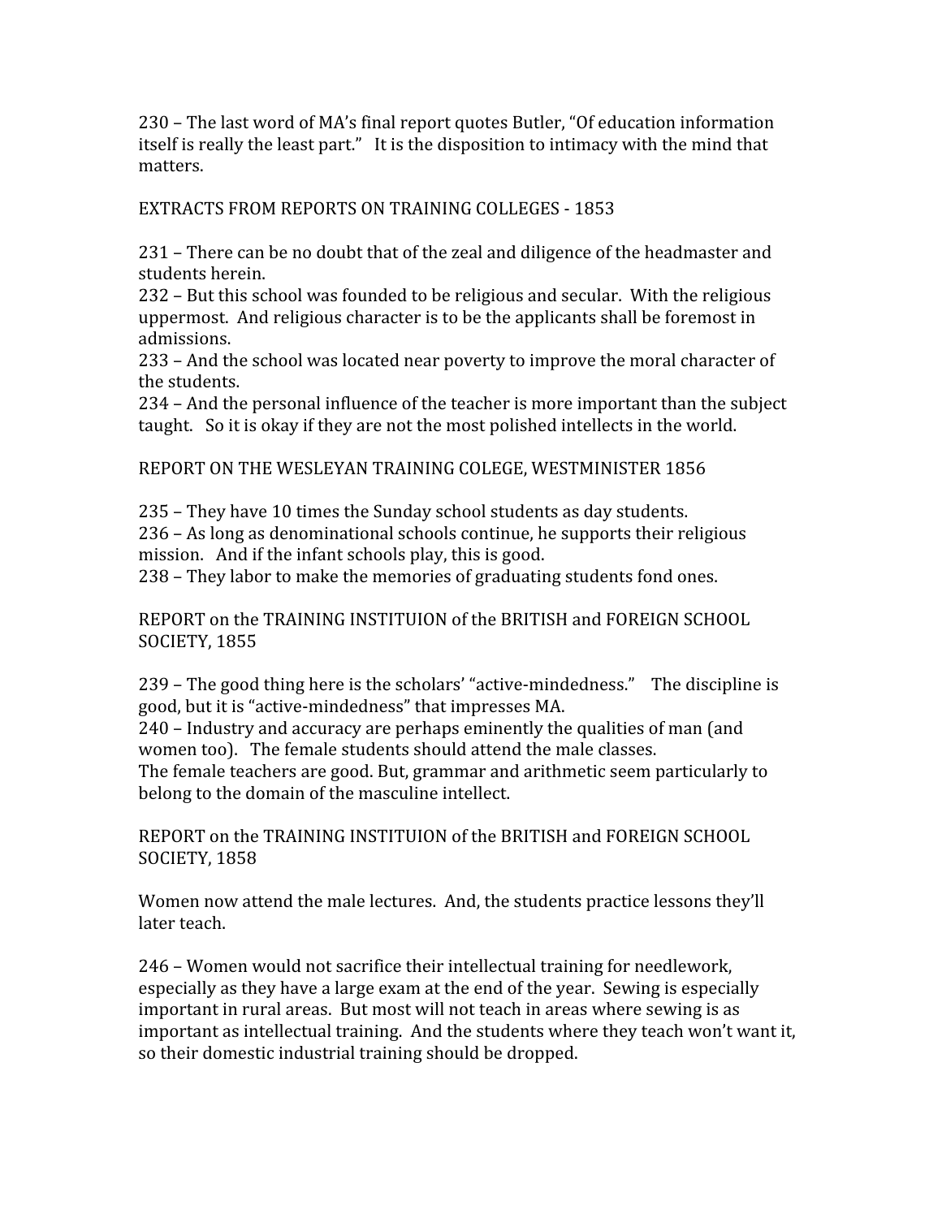230 – The last word of MA's final report quotes Butler, "Of education information itself is really the least part." It is the disposition to intimacy with the mind that matters.

EXTRACTS FROM REPORTS ON TRAINING COLLEGES - 1853

231 – There can be no doubt that of the zeal and diligence of the headmaster and students herein.
232 – But this school was founded to be religious and secular. With the religious uppermost. And religious character is to be the applicants shall be foremost in admissions.
233 – And the school was located near poverty to improve the moral character of the students.
234 – And the personal influence of the teacher is more important than the subject taught. So it is okay if they are not the most polished intellects in the world.

REPORT ON THE WESLEYAN TRAINING COLEGE, WESTMINISTER 1856

235 – They have 10 times the Sunday school students as day students.
236 – As long as denominational schools continue, he supports their religious mission. And if the infant schools play, this is good.
238 – They labor to make the memories of graduating students fond ones.

REPORT on the TRAINING INSTITUION of the BRITISH and FOREIGN SCHOOL SOCIETY, 1855

239 – The good thing here is the scholars' "active-mindedness." The discipline is good, but it is "active-mindedness" that impresses MA.
240 – Industry and accuracy are perhaps eminently the qualities of man (and women too). The female students should attend the male classes.
The female teachers are good. But, grammar and arithmetic seem particularly to belong to the domain of the masculine intellect.

REPORT on the TRAINING INSTITUION of the BRITISH and FOREIGN SCHOOL SOCIETY, 1858

Women now attend the male lectures. And, the students practice lessons they'll later teach.

246 – Women would not sacrifice their intellectual training for needlework, especially as they have a large exam at the end of the year. Sewing is especially important in rural areas. But most will not teach in areas where sewing is as important as intellectual training. And the students where they teach won't want it, so their domestic industrial training should be dropped.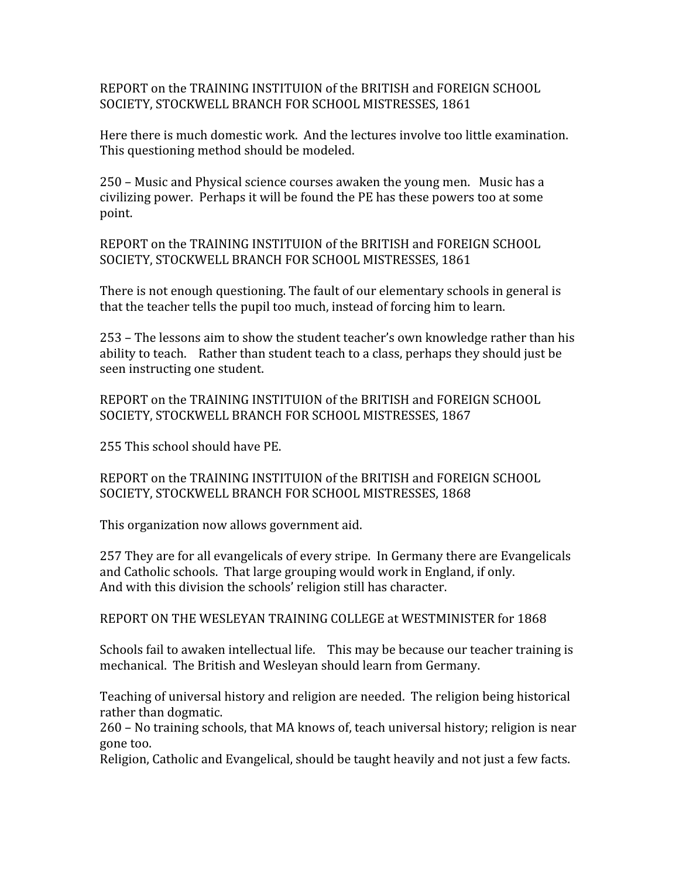REPORT on the TRAINING INSTITUION of the BRITISH and FOREIGN SCHOOL SOCIETY, STOCKWELL BRANCH FOR SCHOOL MISTRESSES, 1861

Here there is much domestic work. And the lectures involve too little examination. This questioning method should be modeled.

250 – Music and Physical science courses awaken the young men. Music has a civilizing power. Perhaps it will be found the PE has these powers too at some point.

REPORT on the TRAINING INSTITUION of the BRITISH and FOREIGN SCHOOL SOCIETY, STOCKWELL BRANCH FOR SCHOOL MISTRESSES, 1861

There is not enough questioning. The fault of our elementary schools in general is that the teacher tells the pupil too much, instead of forcing him to learn.

253 – The lessons aim to show the student teacher's own knowledge rather than his ability to teach. Rather than student teach to a class, perhaps they should just be seen instructing one student.

REPORT on the TRAINING INSTITUION of the BRITISH and FOREIGN SCHOOL SOCIETY, STOCKWELL BRANCH FOR SCHOOL MISTRESSES, 1867

255 This school should have PE.

REPORT on the TRAINING INSTITUION of the BRITISH and FOREIGN SCHOOL SOCIETY, STOCKWELL BRANCH FOR SCHOOL MISTRESSES, 1868

This organization now allows government aid.

257 They are for all evangelicals of every stripe. In Germany there are Evangelicals and Catholic schools. That large grouping would work in England, if only.
And with this division the schools' religion still has character.

REPORT ON THE WESLEYAN TRAINING COLLEGE at WESTMINISTER for 1868

Schools fail to awaken intellectual life. This may be because our teacher training is mechanical. The British and Wesleyan should learn from Germany.

Teaching of universal history and religion are needed. The religion being historical rather than dogmatic.
260 – No training schools, that MA knows of, teach universal history; religion is near gone too.
Religion, Catholic and Evangelical, should be taught heavily and not just a few facts.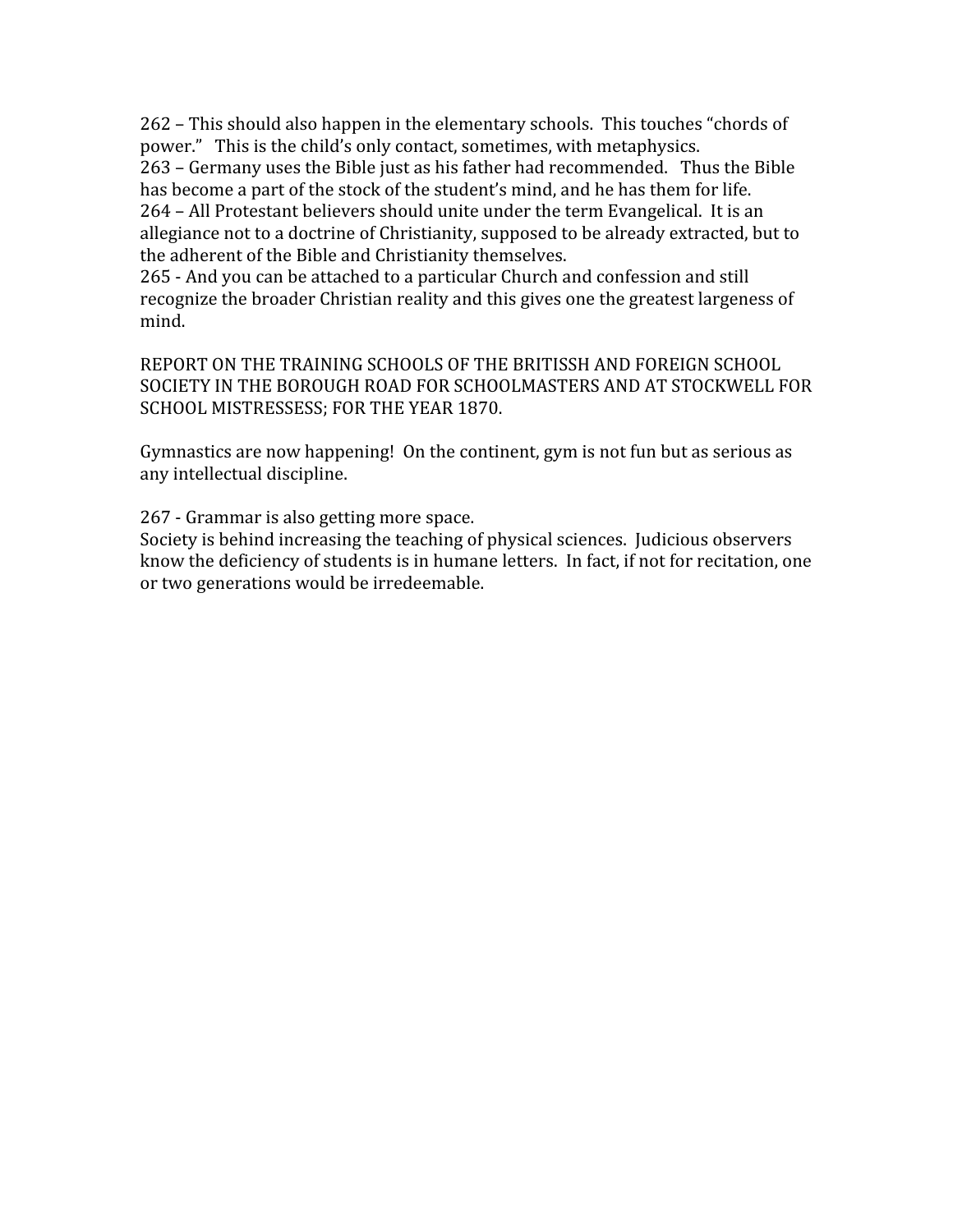262 – This should also happen in the elementary schools. This touches "chords of power." This is the child's only contact, sometimes, with metaphysics.
263 – Germany uses the Bible just as his father had recommended. Thus the Bible has become a part of the stock of the student's mind, and he has them for life.
264 – All Protestant believers should unite under the term Evangelical. It is an allegiance not to a doctrine of Christianity, supposed to be already extracted, but to the adherent of the Bible and Christianity themselves.
265 - And you can be attached to a particular Church and confession and still recognize the broader Christian reality and this gives one the greatest largeness of mind.

REPORT ON THE TRAINING SCHOOLS OF THE BRITISSH AND FOREIGN SCHOOL SOCIETY IN THE BOROUGH ROAD FOR SCHOOLMASTERS AND AT STOCKWELL FOR SCHOOL MISTRESSESS; FOR THE YEAR 1870.

Gymnastics are now happening! On the continent, gym is not fun but as serious as any intellectual discipline.

267 - Grammar is also getting more space.
Society is behind increasing the teaching of physical sciences. Judicious observers know the deficiency of students is in humane letters. In fact, if not for recitation, one or two generations would be irredeemable.